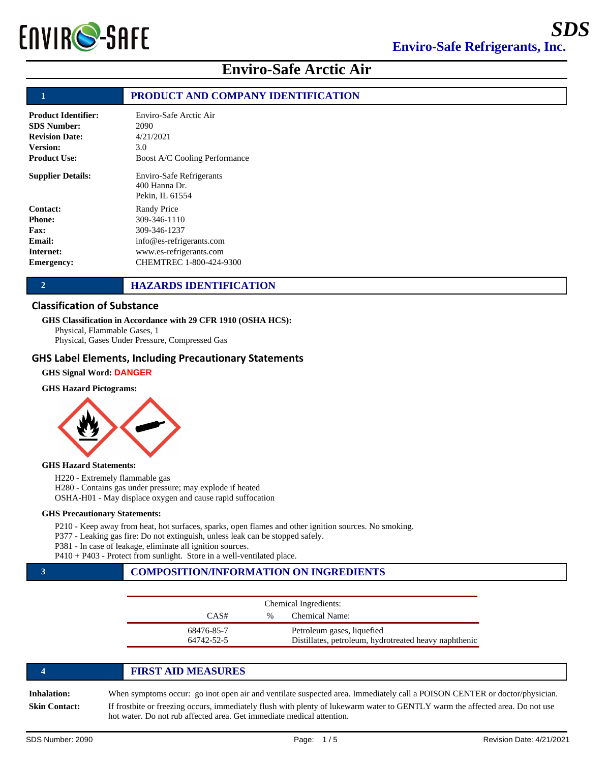# SDS

## Enviro-Safe Refrigerants, Inc.

# Enviro-Safe Arctic Air

## 1 PRODUCT AND COMPANY IDENTIFICATION

**Product Identifier:** Enviro-Safe Arctic Air
**SDS Number:** 2090
**Revision Date:** 4/21/2021
**Version:** 3.0
**Product Use:** Boost A/C Cooling Performance

**Supplier Details:** Enviro-Safe Refrigerants
400 Hanna Dr.
Pekin, IL 61554

**Contact:** Randy Price
**Phone:** 309-346-1110
**Fax:** 309-346-1237
**Email:** info@es-refrigerants.com
**Internet:** www.es-refrigerants.com
**Emergency:** CHEMTREC 1-800-424-9300

## 2 HAZARDS IDENTIFICATION

### Classification of Substance

**GHS Classification in Accordance with 29 CFR 1910 (OSHA HCS):**
Physical, Flammable Gases, 1
Physical, Gases Under Pressure, Compressed Gas

### GHS Label Elements, Including Precautionary Statements

**GHS Signal Word:** **DANGER**

**GHS Hazard Pictograms:**

**GHS Hazard Statements:**

H220 - Extremely flammable gas
H280 - Contains gas under pressure; may explode if heated
OSHA-H01 - May displace oxygen and cause rapid suffocation

**GHS Precautionary Statements:**

P210 - Keep away from heat, hot surfaces, sparks, open flames and other ignition sources. No smoking.
P377 - Leaking gas fire: Do not extinguish, unless leak can be stopped safely.
P381 - In case of leakage, eliminate all ignition sources.
P410 + P403 - Protect from sunlight. Store in a well-ventilated place.

## 3 COMPOSITION/INFORMATION ON INGREDIENTS

| Chemical Ingredients: | | |
|---|---|---|
| CAS# | % | Chemical Name: |
| 68476-85-7 | | Petroleum gases, liquefied |
| 64742-52-5 | | Distillates, petroleum, hydrotreated heavy naphthenic |

## 4 FIRST AID MEASURES

**Inhalation:** When symptoms occur: go inot open air and ventilate suspected area. Immediately call a POISON CENTER or doctor/physician.

**Skin Contact:** If frostbite or freezing occurs, immediately flush with plenty of lukewarm water to GENTLY warm the affected area. Do not use hot water. Do not rub affected area. Get immediate medical attention.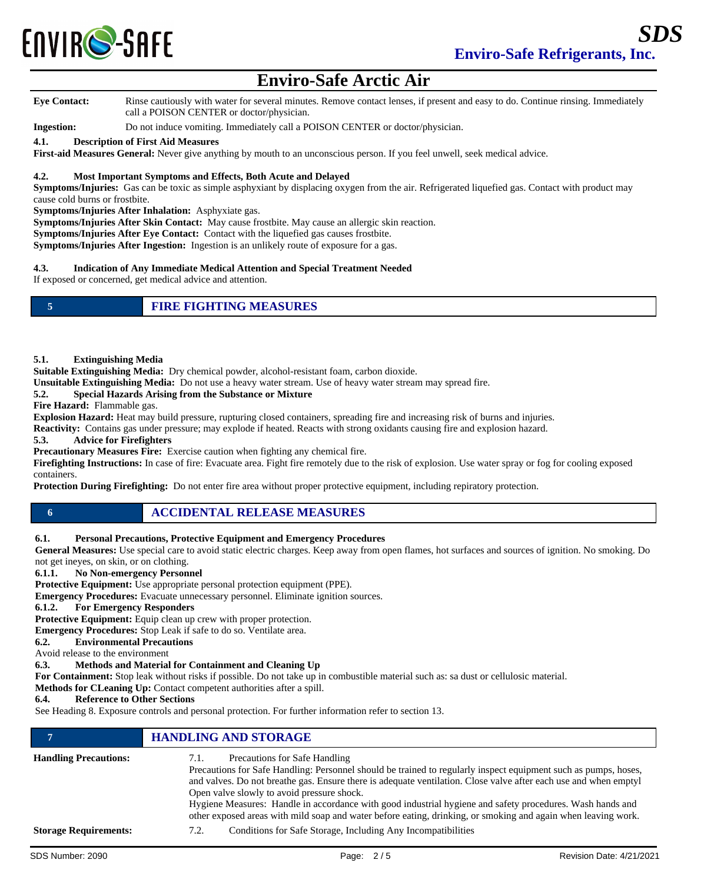**Eye Contact:** Rinse cautiously with water for several minutes. Remove contact lenses, if present and easy to do. Continue rinsing. Immediately call a POISON CENTER or doctor/physician.

**Ingestion:** Do not induce vomiting. Immediately call a POISON CENTER or doctor/physician.

**4.1. Description of First Aid Measures**

**First-aid Measures General:** Never give anything by mouth to an unconscious person. If you feel unwell, seek medical advice.

**4.2. Most Important Symptoms and Effects, Both Acute and Delayed**

**Symptoms/Injuries:** Gas can be toxic as simple asphyxiant by displacing oxygen from the air. Refrigerated liquefied gas. Contact with product may cause cold burns or frostbite.

**Symptoms/Injuries After Inhalation:** Asphyxiate gas.

**Symptoms/Injuries After Skin Contact:** May cause frostbite. May cause an allergic skin reaction.

**Symptoms/Injuries After Eye Contact:** Contact with the liquefied gas causes frostbite.

**Symptoms/Injuries After Ingestion:** Ingestion is an unlikely route of exposure for a gas.

**4.3. Indication of Any Immediate Medical Attention and Special Treatment Needed**

If exposed or concerned, get medical advice and attention.

## 5 FIRE FIGHTING MEASURES

**5.1. Extinguishing Media**

**Suitable Extinguishing Media:** Dry chemical powder, alcohol-resistant foam, carbon dioxide.

**Unsuitable Extinguishing Media:** Do not use a heavy water stream. Use of heavy water stream may spread fire.

**5.2. Special Hazards Arising from the Substance or Mixture**

**Fire Hazard:** Flammable gas.

**Explosion Hazard:** Heat may build pressure, rupturing closed containers, spreading fire and increasing risk of burns and injuries.

**Reactivity:** Contains gas under pressure; may explode if heated. Reacts with strong oxidants causing fire and explosion hazard.

**5.3. Advice for Firefighters**

**Precautionary Measures Fire:** Exercise caution when fighting any chemical fire.

**Firefighting Instructions:** In case of fire: Evacuate area. Fight fire remotely due to the risk of explosion. Use water spray or fog for cooling exposed containers.

**Protection During Firefighting:** Do not enter fire area without proper protective equipment, including repiratory protection.

## 6 ACCIDENTAL RELEASE MEASURES

**6.1. Personal Precautions, Protective Equipment and Emergency Procedures**

**General Measures:** Use special care to avoid static electric charges. Keep away from open flames, hot surfaces and sources of ignition. No smoking. Do not get ineyes, on skin, or on clothing.

**6.1.1. No Non-emergency Personnel**

**Protective Equipment:** Use appropriate personal protection equipment (PPE).

**Emergency Procedures:** Evacuate unnecessary personnel. Eliminate ignition sources.

**6.1.2. For Emergency Responders**

**Protective Equipment:** Equip clean up crew with proper protection.

**Emergency Procedures:** Stop Leak if safe to do so. Ventilate area.

**6.2. Environmental Precautions**

Avoid release to the environment

**6.3. Methods and Material for Containment and Cleaning Up**

**For Containment:** Stop leak without risks if possible. Do not take up in combustible material such as: sa dust or cellulosic material.

**Methods for CLeaning Up:** Contact competent authorities after a spill.

**6.4. Reference to Other Sections**

See Heading 8. Exposure controls and personal protection. For further information refer to section 13.

## 7 HANDLING AND STORAGE

**Handling Precautions:**

7.1. Precautions for Safe Handling

Precautions for Safe Handling: Personnel should be trained to regularly inspect equipment such as pumps, hoses, and valves. Do not breathe gas. Ensure there is adequate ventilation. Close valve after each use and when emptyl Open valve slowly to avoid pressure shock.

Hygiene Measures: Handle in accordance with good industrial hygiene and safety procedures. Wash hands and other exposed areas with mild soap and water before eating, drinking, or smoking and again when leaving work.

**Storage Requirements:**

7.2. Conditions for Safe Storage, Including Any Incompatibilities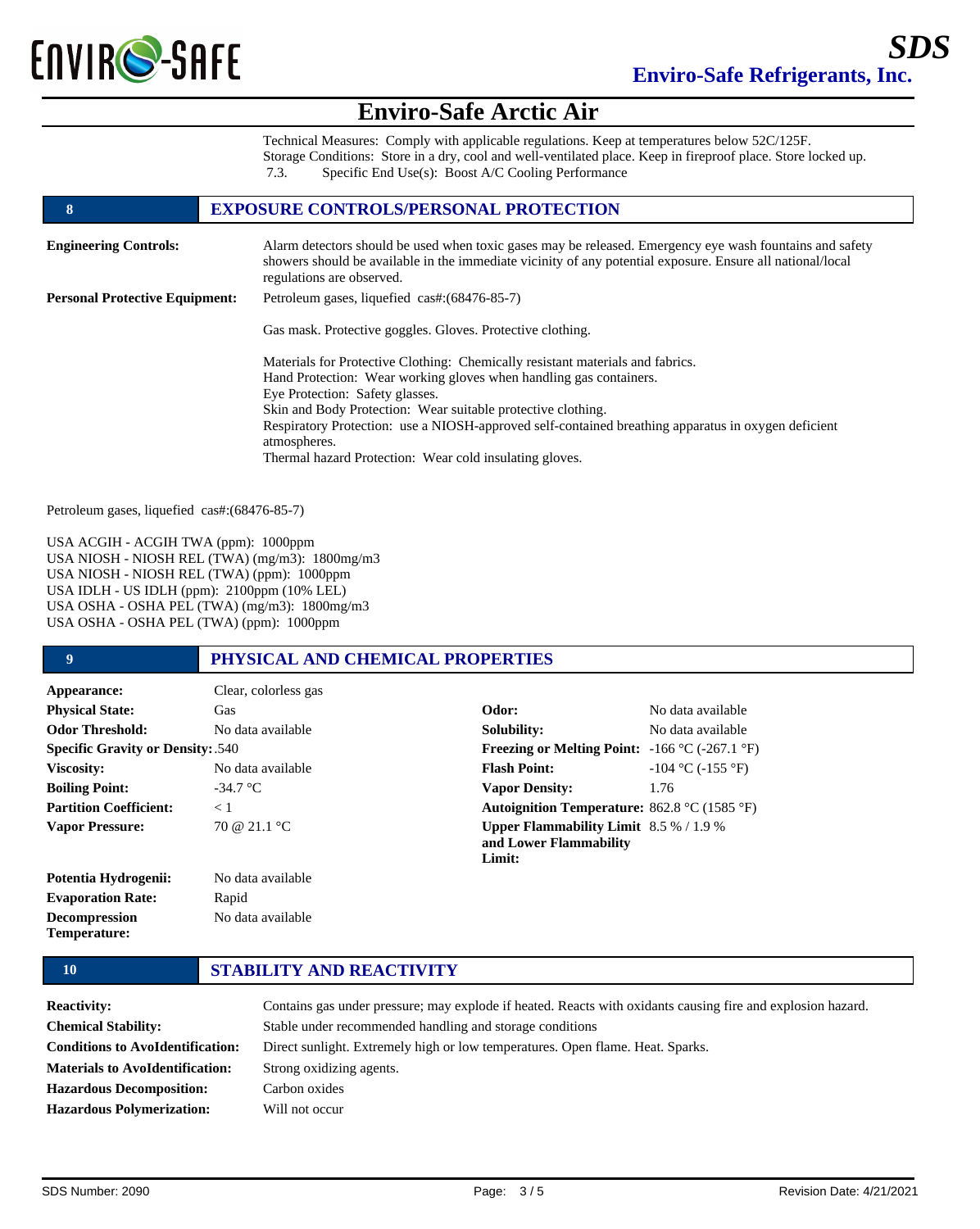# Enviro-Safe Arctic Air

Technical Measures: Comply with applicable regulations. Keep at temperatures below 52C/125F.
Storage Conditions: Store in a dry, cool and well-ventilated place. Keep in fireproof place. Store locked up.
7.3. Specific End Use(s): Boost A/C Cooling Performance

## 8 EXPOSURE CONTROLS/PERSONAL PROTECTION

**Engineering Controls:** Alarm detectors should be used when toxic gases may be released. Emergency eye wash fountains and safety showers should be available in the immediate vicinity of any potential exposure. Ensure all national/local regulations are observed.

**Personal Protective Equipment:** Petroleum gases, liquefied cas#:(68476-85-7)

Gas mask. Protective goggles. Gloves. Protective clothing.

Materials for Protective Clothing: Chemically resistant materials and fabrics.
Hand Protection: Wear working gloves when handling gas containers.
Eye Protection: Safety glasses.
Skin and Body Protection: Wear suitable protective clothing.
Respiratory Protection: use a NIOSH-approved self-contained breathing apparatus in oxygen deficient atmospheres.
Thermal hazard Protection: Wear cold insulating gloves.

Petroleum gases, liquefied cas#:(68476-85-7)

USA ACGIH - ACGIH TWA (ppm): 1000ppm
USA NIOSH - NIOSH REL (TWA) (mg/m3): 1800mg/m3
USA NIOSH - NIOSH REL (TWA) (ppm): 1000ppm
USA IDLH - US IDLH (ppm): 2100ppm (10% LEL)
USA OSHA - OSHA PEL (TWA) (mg/m3): 1800mg/m3
USA OSHA - OSHA PEL (TWA) (ppm): 1000ppm

## 9 PHYSICAL AND CHEMICAL PROPERTIES

| Property | Value | Property | Value |
|---|---|---|---|
| **Appearance:** | Clear, colorless gas | | |
| **Physical State:** | Gas | **Odor:** | No data available |
| **Odor Threshold:** | No data available | **Solubility:** | No data available |
| **Specific Gravity or Density:** | .540 | **Freezing or Melting Point:** | -166 °C (-267.1 °F) |
| **Viscosity:** | No data available | **Flash Point:** | -104 °C (-155 °F) |
| **Boiling Point:** | -34.7 °C | **Vapor Density:** | 1.76 |
| **Partition Coefficient:** | < 1 | **Autoignition Temperature:** | 862.8 °C (1585 °F) |
| **Vapor Pressure:** | 70 @ 21.1 °C | **Upper Flammability Limit and Lower Flammability Limit:** | 8.5 % / 1.9 % |
| **Potentia Hydrogenii:** | No data available | | |
| **Evaporation Rate:** | Rapid | | |
| **Decompression Temperature:** | No data available | | |

## 10 STABILITY AND REACTIVITY

**Reactivity:** Contains gas under pressure; may explode if heated. Reacts with oxidants causing fire and explosion hazard.

**Chemical Stability:** Stable under recommended handling and storage conditions

**Conditions to AvoIdentification:** Direct sunlight. Extremely high or low temperatures. Open flame. Heat. Sparks.

**Materials to AvoIdentification:** Strong oxidizing agents.

**Hazardous Decomposition:** Carbon oxides

**Hazardous Polymerization:** Will not occur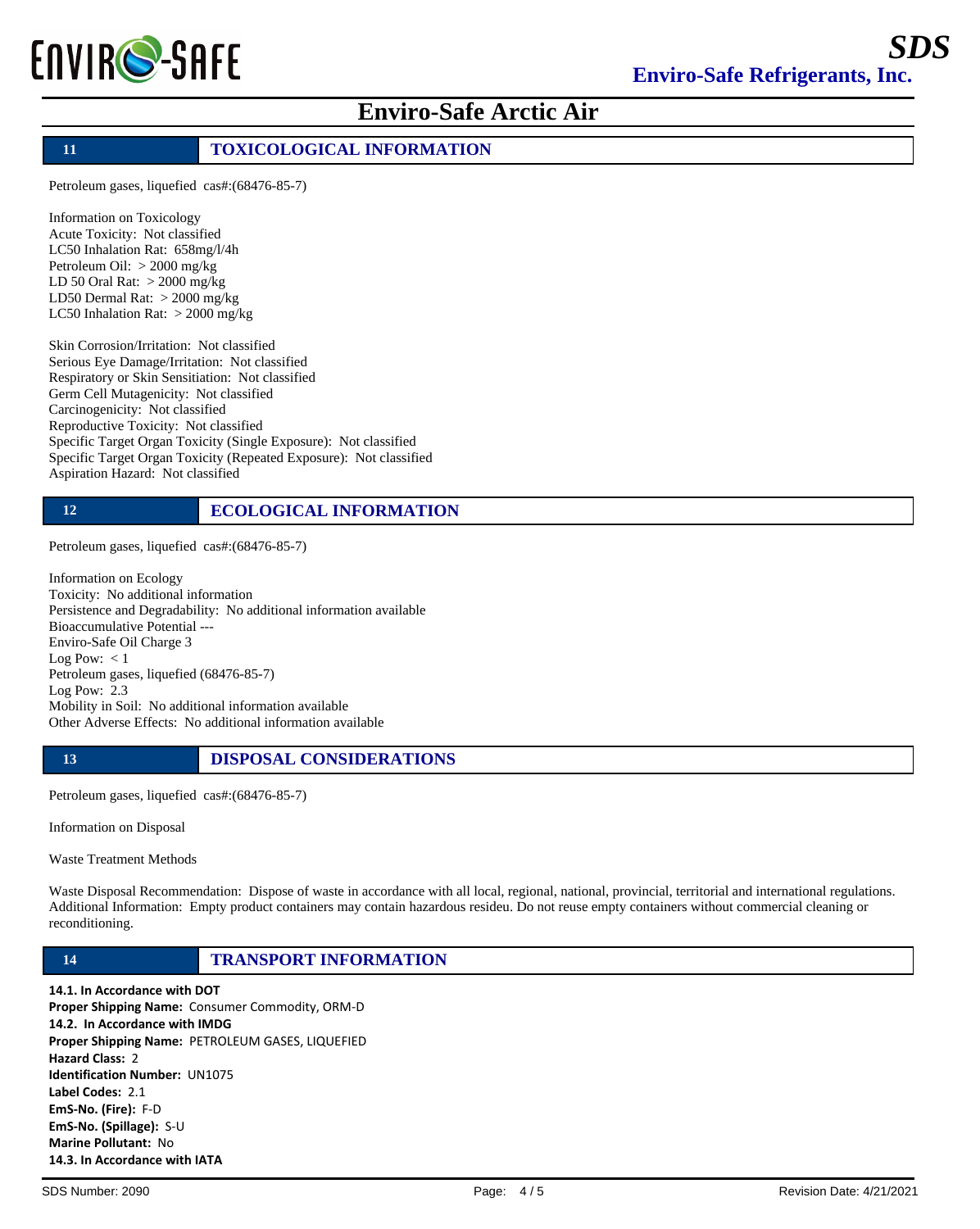## 11 TOXICOLOGICAL INFORMATION

Petroleum gases, liquefied cas#:(68476-85-7)

Information on Toxicology
Acute Toxicity: Not classified
LC50 Inhalation Rat: 658mg/l/4h
Petroleum Oil: > 2000 mg/kg
LD 50 Oral Rat: > 2000 mg/kg
LD50 Dermal Rat: > 2000 mg/kg
LC50 Inhalation Rat: > 2000 mg/kg

Skin Corrosion/Irritation: Not classified
Serious Eye Damage/Irritation: Not classified
Respiratory or Skin Sensitiation: Not classified
Germ Cell Mutagenicity: Not classified
Carcinogenicity: Not classified
Reproductive Toxicity: Not classified
Specific Target Organ Toxicity (Single Exposure): Not classified
Specific Target Organ Toxicity (Repeated Exposure): Not classified
Aspiration Hazard: Not classified

## 12 ECOLOGICAL INFORMATION

Petroleum gases, liquefied cas#:(68476-85-7)

Information on Ecology
Toxicity: No additional information
Persistence and Degradability: No additional information available
Bioaccumulative Potential ---
Enviro-Safe Oil Charge 3
Log Pow: < 1
Petroleum gases, liquefied (68476-85-7)
Log Pow: 2.3
Mobility in Soil: No additional information available
Other Adverse Effects: No additional information available

## 13 DISPOSAL CONSIDERATIONS

Petroleum gases, liquefied cas#:(68476-85-7)

Information on Disposal

Waste Treatment Methods

Waste Disposal Recommendation: Dispose of waste in accordance with all local, regional, national, provincial, territorial and international regulations.
Additional Information: Empty product containers may contain hazardous resideu. Do not reuse empty containers without commercial cleaning or reconditioning.

## 14 TRANSPORT INFORMATION

**14.1. In Accordance with DOT**
**Proper Shipping Name:** Consumer Commodity, ORM-D
**14.2. In Accordance with IMDG**
**Proper Shipping Name:** PETROLEUM GASES, LIQUEFIED
**Hazard Class:** 2
**Identification Number:** UN1075
**Label Codes:** 2.1
**EmS-No. (Fire):** F-D
**EmS-No. (Spillage):** S-U
**Marine Pollutant:** No
**14.3. In Accordance with IATA**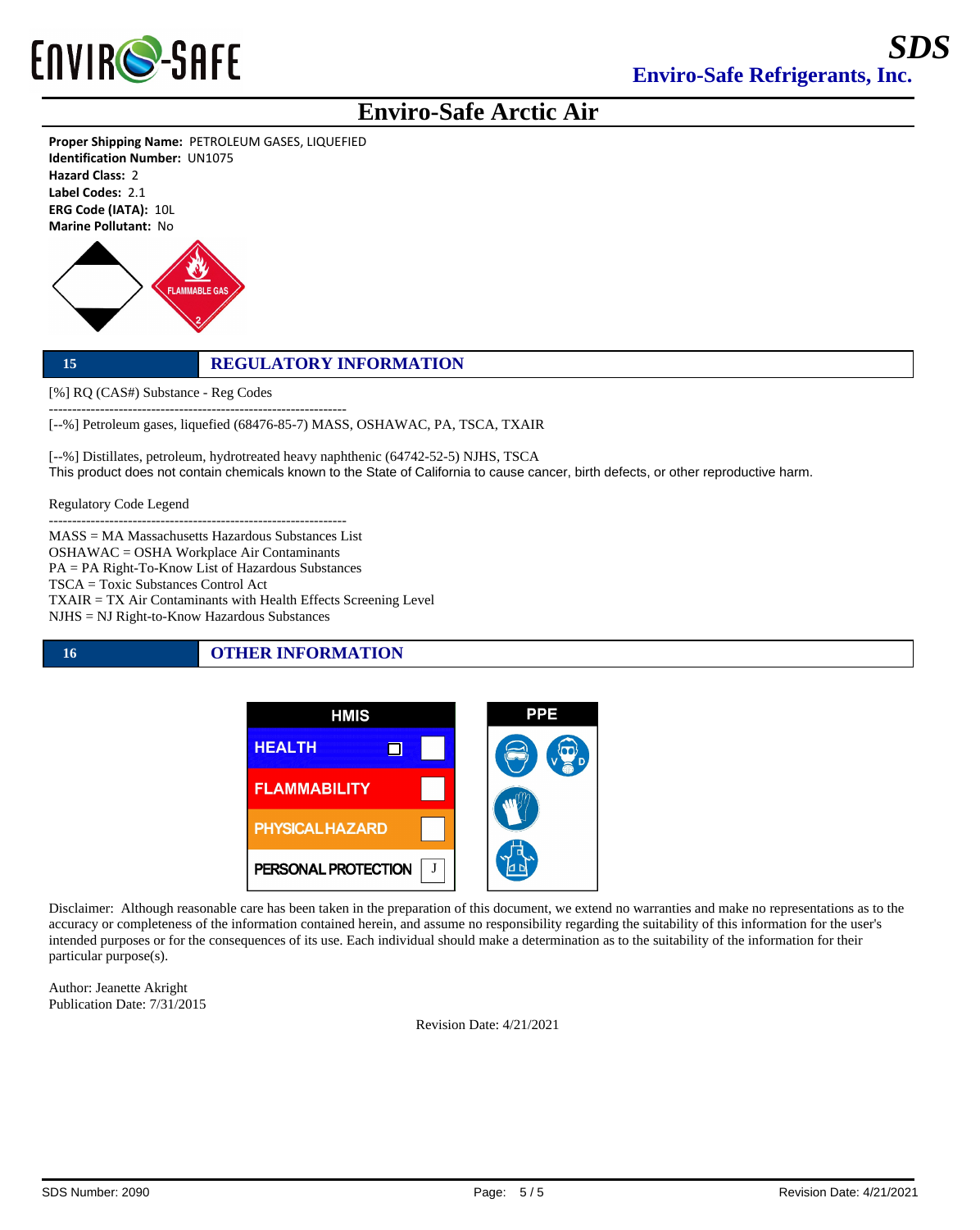**Proper Shipping Name:** PETROLEUM GASES, LIQUEFIED
**Identification Number:** UN1075
**Hazard Class:** 2
**Label Codes:** 2.1
**ERG Code (IATA):** 10L
**Marine Pollutant:** No

FLAMMABLE GAS
2

## 15 REGULATORY INFORMATION

[%] RQ (CAS#) Substance - Reg Codes

----------------------------------------------------------------

[--%] Petroleum gases, liquefied (68476-85-7) MASS, OSHAWAC, PA, TSCA, TXAIR

[--%] Distillates, petroleum, hydrotreated heavy naphthenic (64742-52-5) NJHS, TSCA

This product does not contain chemicals known to the State of California to cause cancer, birth defects, or other reproductive harm.

Regulatory Code Legend

----------------------------------------------------------------

MASS = MA Massachusetts Hazardous Substances List
OSHAWAC = OSHA Workplace Air Contaminants
PA = PA Right-To-Know List of Hazardous Substances
TSCA = Toxic Substances Control Act
TXAIR = TX Air Contaminants with Health Effects Screening Level
NJHS = NJ Right-to-Know Hazardous Substances

## 16 OTHER INFORMATION

| HMIS | |
|---|---|
| HEALTH | |
| FLAMMABILITY | |
| PHYSICAL HAZARD | |
| PERSONAL PROTECTION | J |

PPE

Disclaimer: Although reasonable care has been taken in the preparation of this document, we extend no warranties and make no representations as to the accuracy or completeness of the information contained herein, and assume no responsibility regarding the suitability of this information for the user's intended purposes or for the consequences of its use. Each individual should make a determination as to the suitability of the information for their particular purpose(s).

Author: Jeanette Akright
Publication Date: 7/31/2015

Revision Date: 4/21/2021